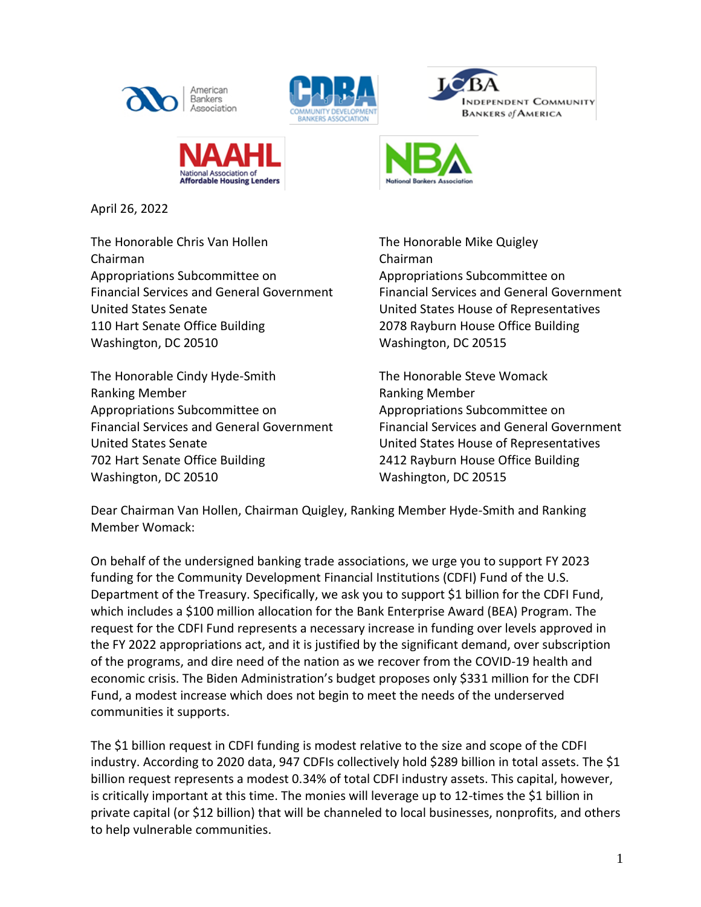April 26, 2022

The Honorable Chris Van Hollen
Chairman
Appropriations Subcommittee on
Financial Services and General Government
United States Senate
110 Hart Senate Office Building
Washington, DC 20510

The Honorable Mike Quigley
Chairman
Appropriations Subcommittee on
Financial Services and General Government
United States House of Representatives
2078 Rayburn House Office Building
Washington, DC 20515

The Honorable Cindy Hyde-Smith
Ranking Member
Appropriations Subcommittee on
Financial Services and General Government
United States Senate
702 Hart Senate Office Building
Washington, DC 20510

The Honorable Steve Womack
Ranking Member
Appropriations Subcommittee on
Financial Services and General Government
United States House of Representatives
2412 Rayburn House Office Building
Washington, DC 20515

Dear Chairman Van Hollen, Chairman Quigley, Ranking Member Hyde-Smith and Ranking Member Womack:

On behalf of the undersigned banking trade associations, we urge you to support FY 2023 funding for the Community Development Financial Institutions (CDFI) Fund of the U.S. Department of the Treasury. Specifically, we ask you to support $1 billion for the CDFI Fund, which includes a $100 million allocation for the Bank Enterprise Award (BEA) Program. The request for the CDFI Fund represents a necessary increase in funding over levels approved in the FY 2022 appropriations act, and it is justified by the significant demand, over subscription of the programs, and dire need of the nation as we recover from the COVID-19 health and economic crisis. The Biden Administration's budget proposes only $331 million for the CDFI Fund, a modest increase which does not begin to meet the needs of the underserved communities it supports.

The $1 billion request in CDFI funding is modest relative to the size and scope of the CDFI industry. According to 2020 data, 947 CDFIs collectively hold $289 billion in total assets. The $1 billion request represents a modest 0.34% of total CDFI industry assets. This capital, however, is critically important at this time. The monies will leverage up to 12-times the $1 billion in private capital (or $12 billion) that will be channeled to local businesses, nonprofits, and others to help vulnerable communities.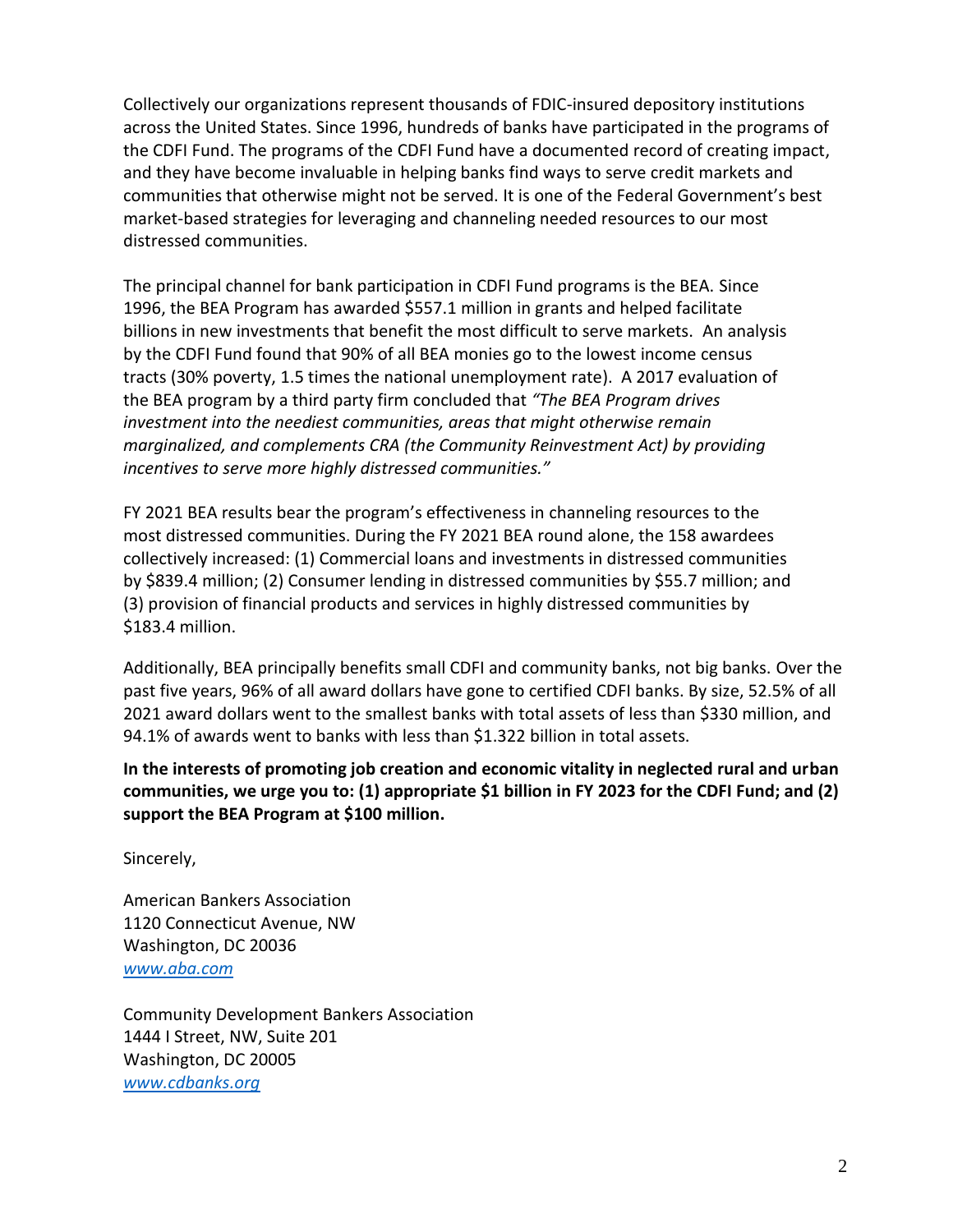Collectively our organizations represent thousands of FDIC-insured depository institutions across the United States. Since 1996, hundreds of banks have participated in the programs of the CDFI Fund. The programs of the CDFI Fund have a documented record of creating impact, and they have become invaluable in helping banks find ways to serve credit markets and communities that otherwise might not be served. It is one of the Federal Government's best market-based strategies for leveraging and channeling needed resources to our most distressed communities.

The principal channel for bank participation in CDFI Fund programs is the BEA. Since 1996, the BEA Program has awarded $557.1 million in grants and helped facilitate billions in new investments that benefit the most difficult to serve markets. An analysis by the CDFI Fund found that 90% of all BEA monies go to the lowest income census tracts (30% poverty, 1.5 times the national unemployment rate). A 2017 evaluation of the BEA program by a third party firm concluded that *"The BEA Program drives investment into the neediest communities, areas that might otherwise remain marginalized, and complements CRA (the Community Reinvestment Act) by providing incentives to serve more highly distressed communities."*

FY 2021 BEA results bear the program's effectiveness in channeling resources to the most distressed communities. During the FY 2021 BEA round alone, the 158 awardees collectively increased: (1) Commercial loans and investments in distressed communities by $839.4 million; (2) Consumer lending in distressed communities by $55.7 million; and (3) provision of financial products and services in highly distressed communities by $183.4 million.

Additionally, BEA principally benefits small CDFI and community banks, not big banks. Over the past five years, 96% of all award dollars have gone to certified CDFI banks. By size, 52.5% of all 2021 award dollars went to the smallest banks with total assets of less than $330 million, and 94.1% of awards went to banks with less than $1.322 billion in total assets.

**In the interests of promoting job creation and economic vitality in neglected rural and urban communities, we urge you to: (1) appropriate $1 billion in FY 2023 for the CDFI Fund; and (2) support the BEA Program at $100 million.**

Sincerely,

American Bankers Association
1120 Connecticut Avenue, NW
Washington, DC 20036
[www.aba.com](www.aba.com)

Community Development Bankers Association
1444 I Street, NW, Suite 201
Washington, DC 20005
[www.cdbanks.org](www.cdbanks.org)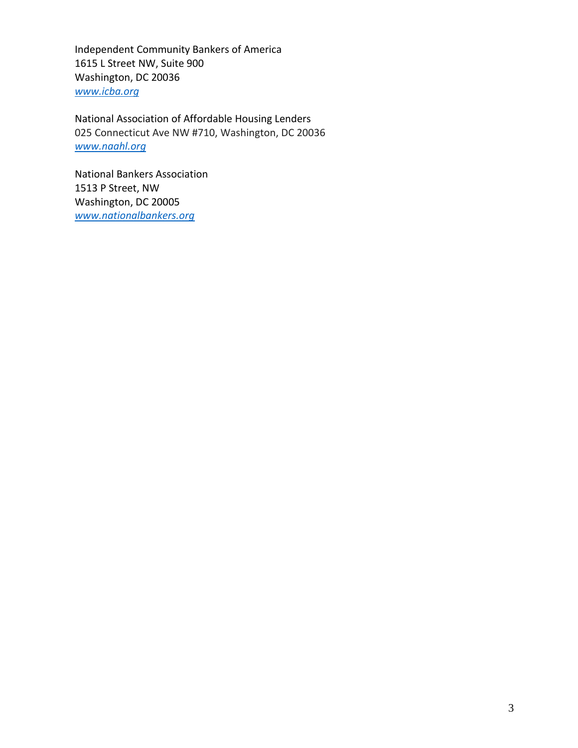Independent Community Bankers of America
1615 L Street NW, Suite 900
Washington, DC 20036
*www.icba.org*

National Association of Affordable Housing Lenders
025 Connecticut Ave NW #710, Washington, DC 20036
*www.naahl.org*

National Bankers Association
1513 P Street, NW
Washington, DC 20005
*www.nationalbankers.org*